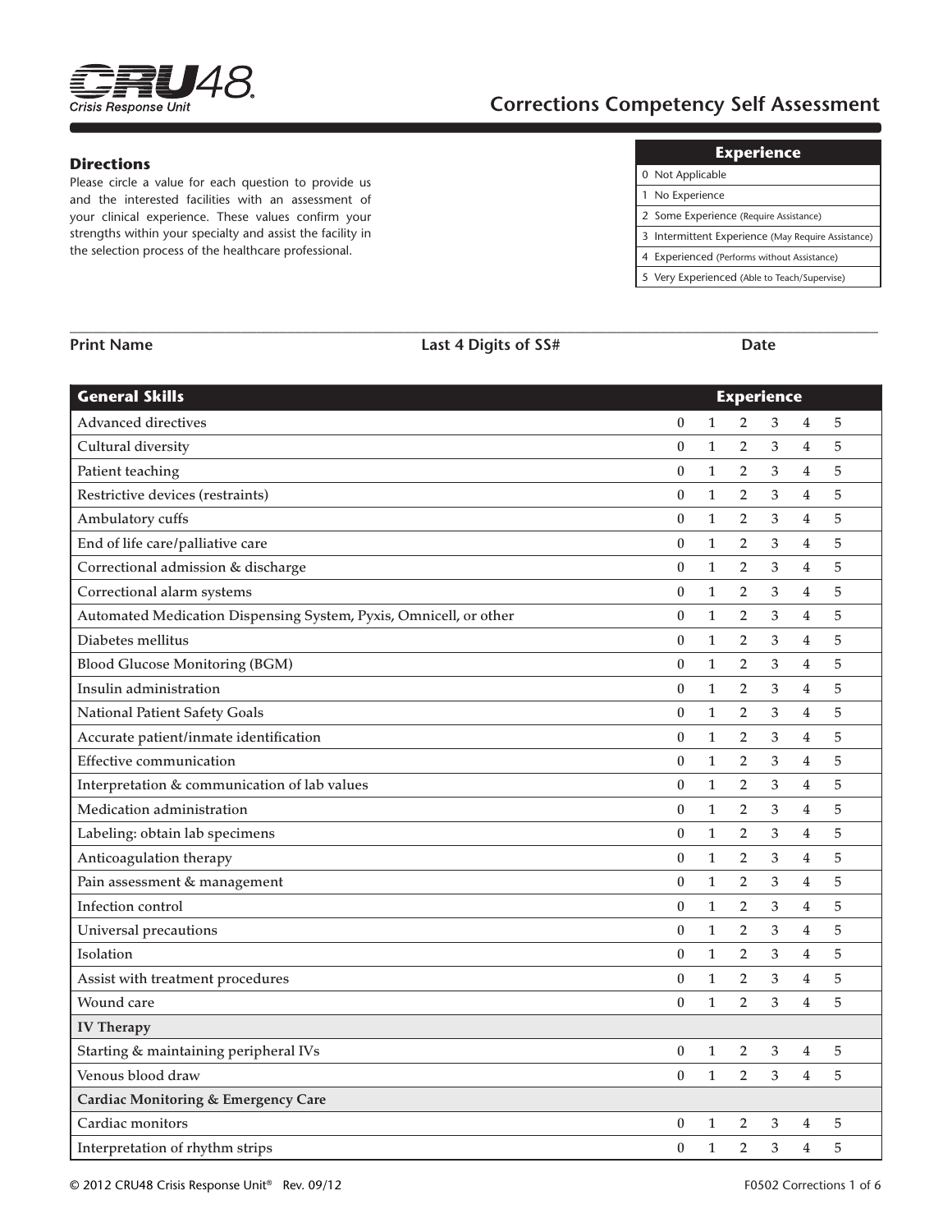CRU48 Crisis Response Unit

# Corrections Competency Self Assessment

### Directions

Please circle a value for each question to provide us and the interested facilities with an assessment of your clinical experience. These values confirm your strengths within your specialty and assist the facility in the selection process of the healthcare professional.

| Experience |
|---|
| 0 Not Applicable |
| 1 No Experience |
| 2 Some Experience (Require Assistance) |
| 3 Intermittent Experience (May Require Assistance) |
| 4 Experienced (Performs without Assistance) |
| 5 Very Experienced (Able to Teach/Supervise) |

**Print Name** **Last 4 Digits of SS#** **Date**

| General Skills | Experience | | | | | |
|---|---|---|---|---|---|---|
| Advanced directives | 0 | 1 | 2 | 3 | 4 | 5 |
| Cultural diversity | 0 | 1 | 2 | 3 | 4 | 5 |
| Patient teaching | 0 | 1 | 2 | 3 | 4 | 5 |
| Restrictive devices (restraints) | 0 | 1 | 2 | 3 | 4 | 5 |
| Ambulatory cuffs | 0 | 1 | 2 | 3 | 4 | 5 |
| End of life care/palliative care | 0 | 1 | 2 | 3 | 4 | 5 |
| Correctional admission & discharge | 0 | 1 | 2 | 3 | 4 | 5 |
| Correctional alarm systems | 0 | 1 | 2 | 3 | 4 | 5 |
| Automated Medication Dispensing System, Pyxis, Omnicell, or other | 0 | 1 | 2 | 3 | 4 | 5 |
| Diabetes mellitus | 0 | 1 | 2 | 3 | 4 | 5 |
| Blood Glucose Monitoring (BGM) | 0 | 1 | 2 | 3 | 4 | 5 |
| Insulin administration | 0 | 1 | 2 | 3 | 4 | 5 |
| National Patient Safety Goals | 0 | 1 | 2 | 3 | 4 | 5 |
| Accurate patient/inmate identification | 0 | 1 | 2 | 3 | 4 | 5 |
| Effective communication | 0 | 1 | 2 | 3 | 4 | 5 |
| Interpretation & communication of lab values | 0 | 1 | 2 | 3 | 4 | 5 |
| Medication administration | 0 | 1 | 2 | 3 | 4 | 5 |
| Labeling: obtain lab specimens | 0 | 1 | 2 | 3 | 4 | 5 |
| Anticoagulation therapy | 0 | 1 | 2 | 3 | 4 | 5 |
| Pain assessment & management | 0 | 1 | 2 | 3 | 4 | 5 |
| Infection control | 0 | 1 | 2 | 3 | 4 | 5 |
| Universal precautions | 0 | 1 | 2 | 3 | 4 | 5 |
| Isolation | 0 | 1 | 2 | 3 | 4 | 5 |
| Assist with treatment procedures | 0 | 1 | 2 | 3 | 4 | 5 |
| Wound care | 0 | 1 | 2 | 3 | 4 | 5 |
| **IV Therapy** | | | | | | |
| Starting & maintaining peripheral IVs | 0 | 1 | 2 | 3 | 4 | 5 |
| Venous blood draw | 0 | 1 | 2 | 3 | 4 | 5 |
| **Cardiac Monitoring & Emergency Care** | | | | | | |
| Cardiac monitors | 0 | 1 | 2 | 3 | 4 | 5 |
| Interpretation of rhythm strips | 0 | 1 | 2 | 3 | 4 | 5 |

© 2012 CRU48 Crisis Response Unit® Rev. 09/12 F0502 Corrections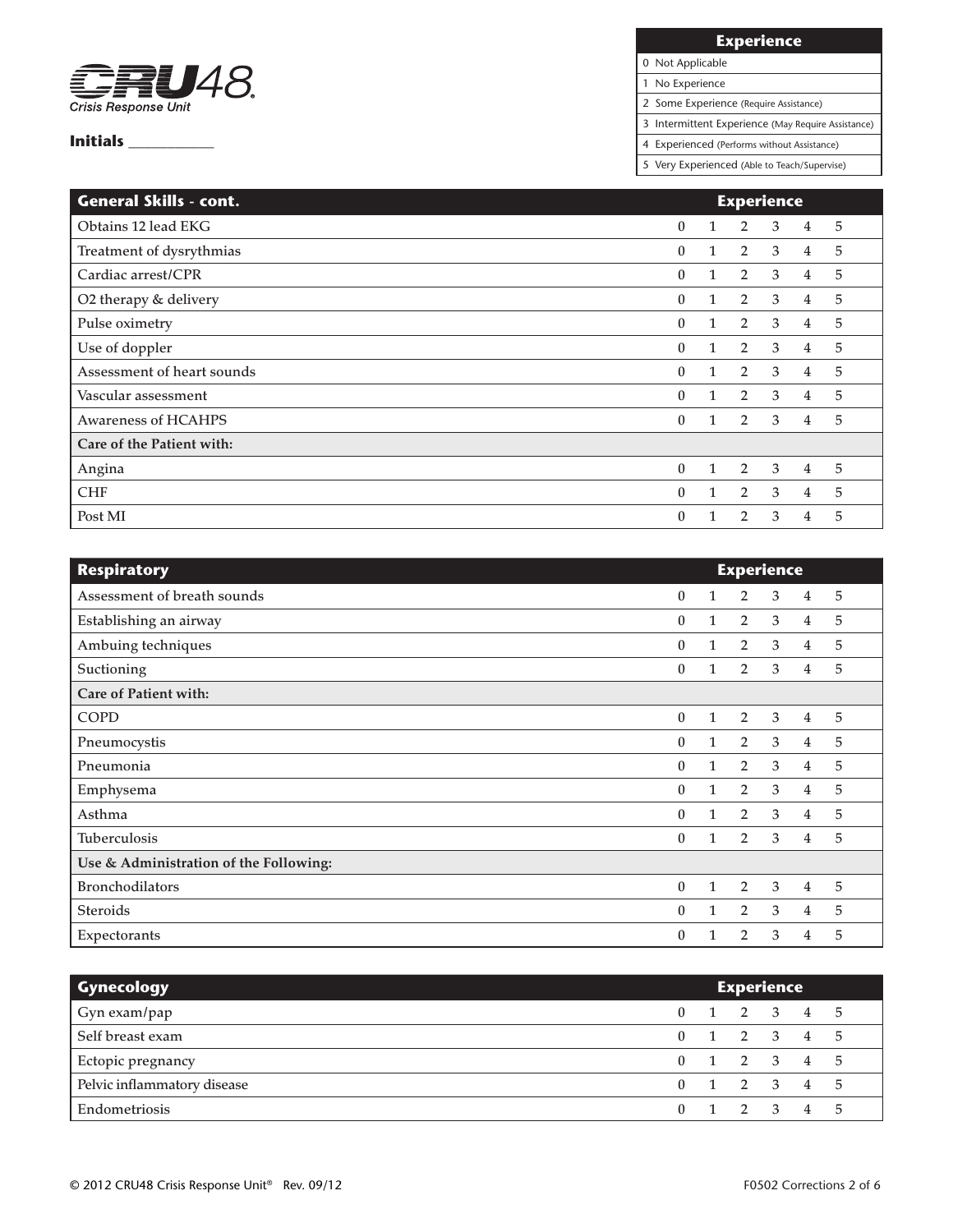**CRU48** *Crisis Response Unit*

**Initials** ___________

| Experience |
|---|
| 0 Not Applicable |
| 1 No Experience |
| 2 Some Experience (Require Assistance) |
| 3 Intermittent Experience (May Require Assistance) |
| 4 Experienced (Performs without Assistance) |
| 5 Very Experienced (Able to Teach/Supervise) |

| General Skills - cont. | Experience | | | | | |
|---|---|---|---|---|---|---|
| Obtains 12 lead EKG | 0 | 1 | 2 | 3 | 4 | 5 |
| Treatment of dysrythmias | 0 | 1 | 2 | 3 | 4 | 5 |
| Cardiac arrest/CPR | 0 | 1 | 2 | 3 | 4 | 5 |
| O2 therapy & delivery | 0 | 1 | 2 | 3 | 4 | 5 |
| Pulse oximetry | 0 | 1 | 2 | 3 | 4 | 5 |
| Use of doppler | 0 | 1 | 2 | 3 | 4 | 5 |
| Assessment of heart sounds | 0 | 1 | 2 | 3 | 4 | 5 |
| Vascular assessment | 0 | 1 | 2 | 3 | 4 | 5 |
| Awareness of HCAHPS | 0 | 1 | 2 | 3 | 4 | 5 |
| **Care of the Patient with:** | | | | | | |
| Angina | 0 | 1 | 2 | 3 | 4 | 5 |
| CHF | 0 | 1 | 2 | 3 | 4 | 5 |
| Post MI | 0 | 1 | 2 | 3 | 4 | 5 |

| Respiratory | Experience | | | | | |
|---|---|---|---|---|---|---|
| Assessment of breath sounds | 0 | 1 | 2 | 3 | 4 | 5 |
| Establishing an airway | 0 | 1 | 2 | 3 | 4 | 5 |
| Ambuing techniques | 0 | 1 | 2 | 3 | 4 | 5 |
| Suctioning | 0 | 1 | 2 | 3 | 4 | 5 |
| **Care of Patient with:** | | | | | | |
| COPD | 0 | 1 | 2 | 3 | 4 | 5 |
| Pneumocystis | 0 | 1 | 2 | 3 | 4 | 5 |
| Pneumonia | 0 | 1 | 2 | 3 | 4 | 5 |
| Emphysema | 0 | 1 | 2 | 3 | 4 | 5 |
| Asthma | 0 | 1 | 2 | 3 | 4 | 5 |
| Tuberculosis | 0 | 1 | 2 | 3 | 4 | 5 |
| **Use & Administration of the Following:** | | | | | | |
| Bronchodilators | 0 | 1 | 2 | 3 | 4 | 5 |
| Steroids | 0 | 1 | 2 | 3 | 4 | 5 |
| Expectorants | 0 | 1 | 2 | 3 | 4 | 5 |

| Gynecology | Experience | | | | | |
|---|---|---|---|---|---|---|
| Gyn exam/pap | 0 | 1 | 2 | 3 | 4 | 5 |
| Self breast exam | 0 | 1 | 2 | 3 | 4 | 5 |
| Ectopic pregnancy | 0 | 1 | 2 | 3 | 4 | 5 |
| Pelvic inflammatory disease | 0 | 1 | 2 | 3 | 4 | 5 |
| Endometriosis | 0 | 1 | 2 | 3 | 4 | 5 |

© 2012 CRU48 Crisis Response Unit® Rev. 09/12 F0502 Corrections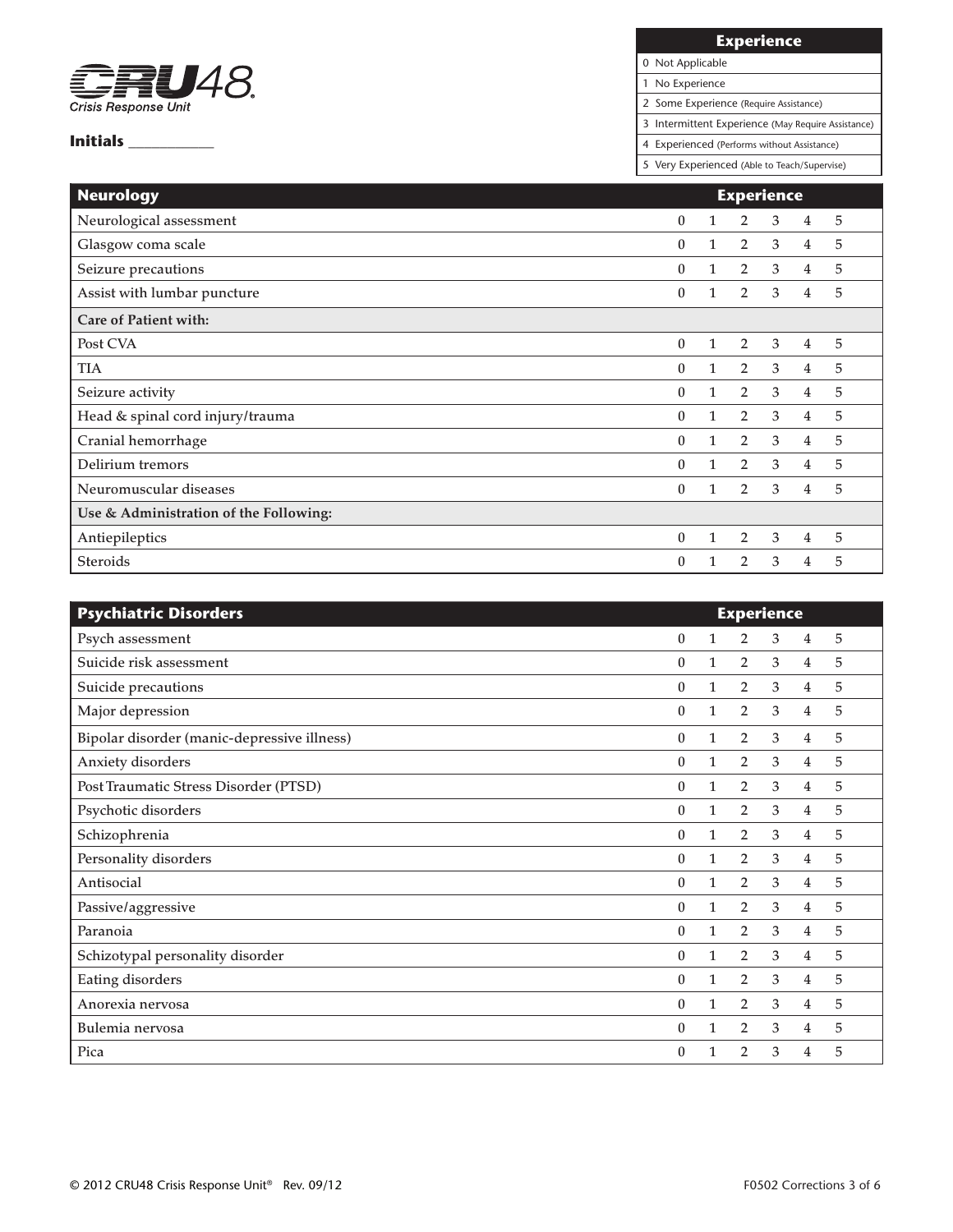**CRU48**
*Crisis Response Unit*

**Initials** ____________

| Experience |
|---|
| 0 Not Applicable |
| 1 No Experience |
| 2 Some Experience (Require Assistance) |
| 3 Intermittent Experience (May Require Assistance) |
| 4 Experienced (Performs without Assistance) |
| 5 Very Experienced (Able to Teach/Supervise) |

| Neurology | Experience | | | | | |
|---|---|---|---|---|---|---|
| Neurological assessment | 0 | 1 | 2 | 3 | 4 | 5 |
| Glasgow coma scale | 0 | 1 | 2 | 3 | 4 | 5 |
| Seizure precautions | 0 | 1 | 2 | 3 | 4 | 5 |
| Assist with lumbar puncture | 0 | 1 | 2 | 3 | 4 | 5 |
| **Care of Patient with:** | | | | | | |
| Post CVA | 0 | 1 | 2 | 3 | 4 | 5 |
| TIA | 0 | 1 | 2 | 3 | 4 | 5 |
| Seizure activity | 0 | 1 | 2 | 3 | 4 | 5 |
| Head & spinal cord injury/trauma | 0 | 1 | 2 | 3 | 4 | 5 |
| Cranial hemorrhage | 0 | 1 | 2 | 3 | 4 | 5 |
| Delirium tremors | 0 | 1 | 2 | 3 | 4 | 5 |
| Neuromuscular diseases | 0 | 1 | 2 | 3 | 4 | 5 |
| **Use & Administration of the Following:** | | | | | | |
| Antiepileptics | 0 | 1 | 2 | 3 | 4 | 5 |
| Steroids | 0 | 1 | 2 | 3 | 4 | 5 |

| Psychiatric Disorders | Experience | | | | | |
|---|---|---|---|---|---|---|
| Psych assessment | 0 | 1 | 2 | 3 | 4 | 5 |
| Suicide risk assessment | 0 | 1 | 2 | 3 | 4 | 5 |
| Suicide precautions | 0 | 1 | 2 | 3 | 4 | 5 |
| Major depression | 0 | 1 | 2 | 3 | 4 | 5 |
| Bipolar disorder (manic-depressive illness) | 0 | 1 | 2 | 3 | 4 | 5 |
| Anxiety disorders | 0 | 1 | 2 | 3 | 4 | 5 |
| Post Traumatic Stress Disorder (PTSD) | 0 | 1 | 2 | 3 | 4 | 5 |
| Psychotic disorders | 0 | 1 | 2 | 3 | 4 | 5 |
| Schizophrenia | 0 | 1 | 2 | 3 | 4 | 5 |
| Personality disorders | 0 | 1 | 2 | 3 | 4 | 5 |
| Antisocial | 0 | 1 | 2 | 3 | 4 | 5 |
| Passive/aggressive | 0 | 1 | 2 | 3 | 4 | 5 |
| Paranoia | 0 | 1 | 2 | 3 | 4 | 5 |
| Schizotypal personality disorder | 0 | 1 | 2 | 3 | 4 | 5 |
| Eating disorders | 0 | 1 | 2 | 3 | 4 | 5 |
| Anorexia nervosa | 0 | 1 | 2 | 3 | 4 | 5 |
| Bulemia nervosa | 0 | 1 | 2 | 3 | 4 | 5 |
| Pica | 0 | 1 | 2 | 3 | 4 | 5 |

© 2012 CRU48 Crisis Response Unit® Rev. 09/12

F0502 Corrections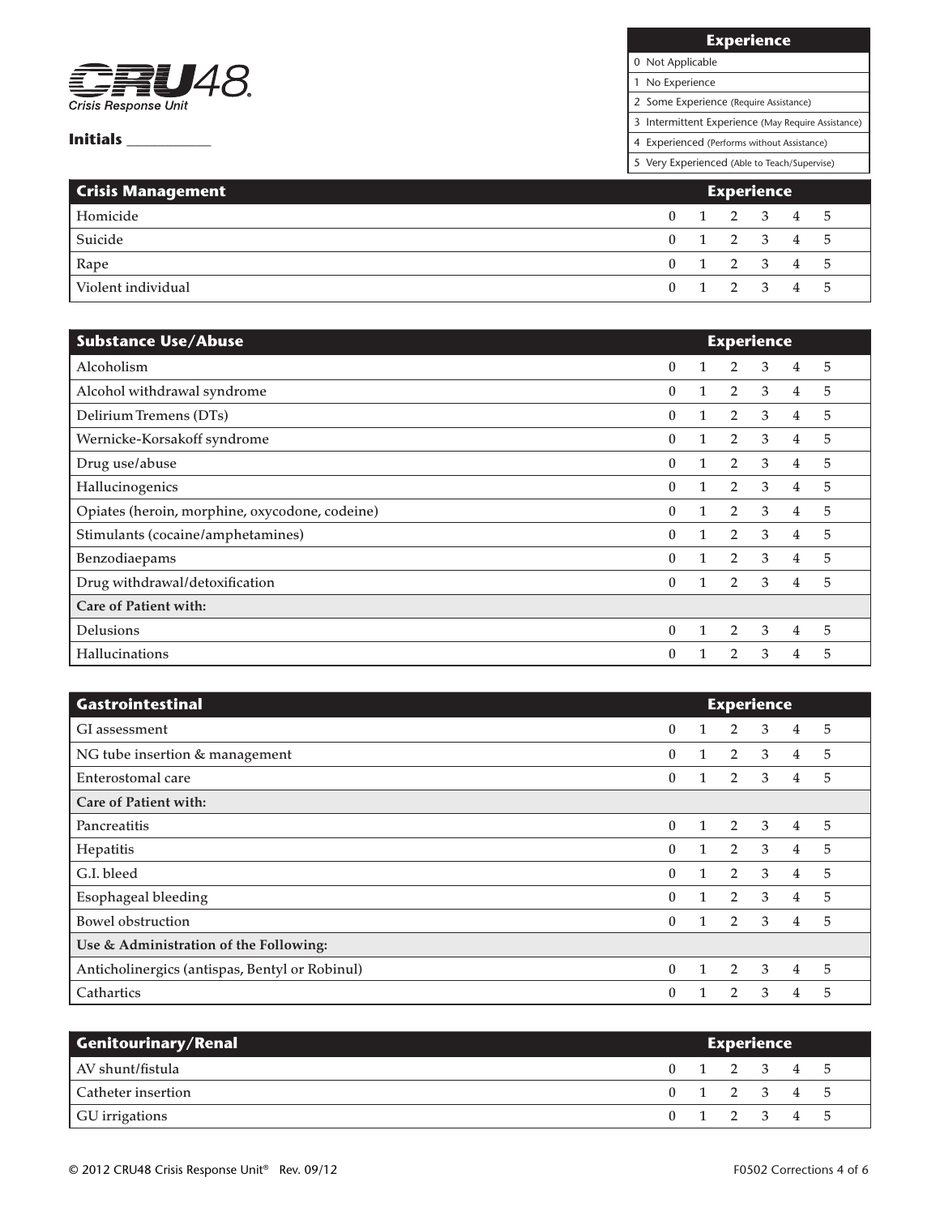**CRU48**
*Crisis Response Unit*

**Initials** ___________

| Experience |
|---|
| 0 Not Applicable |
| 1 No Experience |
| 2 Some Experience (Require Assistance) |
| 3 Intermittent Experience (May Require Assistance) |
| 4 Experienced (Performs without Assistance) |
| 5 Very Experienced (Able to Teach/Supervise) |

| Crisis Management | Experience | | | | | |
|---|---|---|---|---|---|---|
| Homicide | 0 | 1 | 2 | 3 | 4 | 5 |
| Suicide | 0 | 1 | 2 | 3 | 4 | 5 |
| Rape | 0 | 1 | 2 | 3 | 4 | 5 |
| Violent individual | 0 | 1 | 2 | 3 | 4 | 5 |

| Substance Use/Abuse | Experience | | | | | |
|---|---|---|---|---|---|---|
| Alcoholism | 0 | 1 | 2 | 3 | 4 | 5 |
| Alcohol withdrawal syndrome | 0 | 1 | 2 | 3 | 4 | 5 |
| Delirium Tremens (DTs) | 0 | 1 | 2 | 3 | 4 | 5 |
| Wernicke-Korsakoff syndrome | 0 | 1 | 2 | 3 | 4 | 5 |
| Drug use/abuse | 0 | 1 | 2 | 3 | 4 | 5 |
| Hallucinogenics | 0 | 1 | 2 | 3 | 4 | 5 |
| Opiates (heroin, morphine, oxycodone, codeine) | 0 | 1 | 2 | 3 | 4 | 5 |
| Stimulants (cocaine/amphetamines) | 0 | 1 | 2 | 3 | 4 | 5 |
| Benzodiaepams | 0 | 1 | 2 | 3 | 4 | 5 |
| Drug withdrawal/detoxification | 0 | 1 | 2 | 3 | 4 | 5 |
| **Care of Patient with:** | | | | | | |
| Delusions | 0 | 1 | 2 | 3 | 4 | 5 |
| Hallucinations | 0 | 1 | 2 | 3 | 4 | 5 |

| Gastrointestinal | Experience | | | | | |
|---|---|---|---|---|---|---|
| GI assessment | 0 | 1 | 2 | 3 | 4 | 5 |
| NG tube insertion & management | 0 | 1 | 2 | 3 | 4 | 5 |
| Enterostomal care | 0 | 1 | 2 | 3 | 4 | 5 |
| **Care of Patient with:** | | | | | | |
| Pancreatitis | 0 | 1 | 2 | 3 | 4 | 5 |
| Hepatitis | 0 | 1 | 2 | 3 | 4 | 5 |
| G.I. bleed | 0 | 1 | 2 | 3 | 4 | 5 |
| Esophageal bleeding | 0 | 1 | 2 | 3 | 4 | 5 |
| Bowel obstruction | 0 | 1 | 2 | 3 | 4 | 5 |
| **Use & Administration of the Following:** | | | | | | |
| Anticholinergics (antispas, Bentyl or Robinul) | 0 | 1 | 2 | 3 | 4 | 5 |
| Cathartics | 0 | 1 | 2 | 3 | 4 | 5 |

| Genitourinary/Renal | Experience | | | | | |
|---|---|---|---|---|---|---|
| AV shunt/fistula | 0 | 1 | 2 | 3 | 4 | 5 |
| Catheter insertion | 0 | 1 | 2 | 3 | 4 | 5 |
| GU irrigations | 0 | 1 | 2 | 3 | 4 | 5 |

© 2012 CRU48 Crisis Response Unit® Rev. 09/12 F0502 Corrections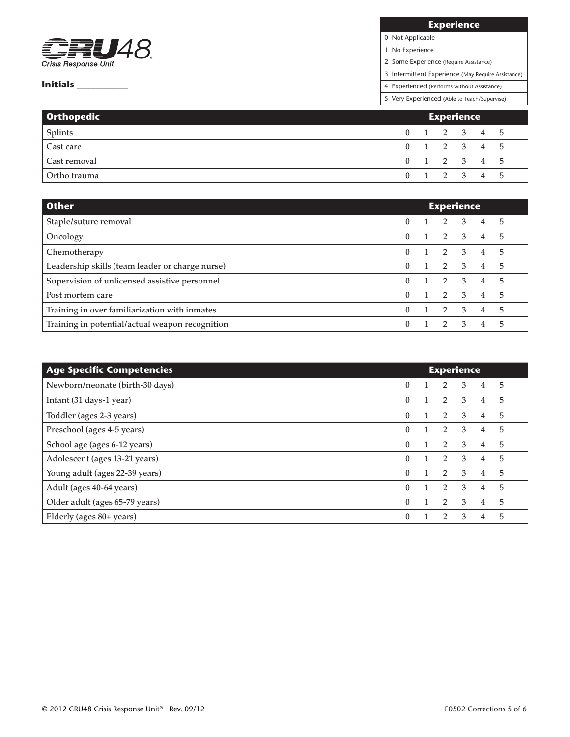**CRU48 Crisis Response Unit**

**Initials** ____________

| Experience |
|---|
| 0 Not Applicable |
| 1 No Experience |
| 2 Some Experience (Require Assistance) |
| 3 Intermittent Experience (May Require Assistance) |
| 4 Experienced (Performs without Assistance) |
| 5 Very Experienced (Able to Teach/Supervise) |

| Orthopedic | Experience | | | | | |
|---|---|---|---|---|---|---|
| Splints | 0 | 1 | 2 | 3 | 4 | 5 |
| Cast care | 0 | 1 | 2 | 3 | 4 | 5 |
| Cast removal | 0 | 1 | 2 | 3 | 4 | 5 |
| Ortho trauma | 0 | 1 | 2 | 3 | 4 | 5 |

| Other | Experience | | | | | |
|---|---|---|---|---|---|---|
| Staple/suture removal | 0 | 1 | 2 | 3 | 4 | 5 |
| Oncology | 0 | 1 | 2 | 3 | 4 | 5 |
| Chemotherapy | 0 | 1 | 2 | 3 | 4 | 5 |
| Leadership skills (team leader or charge nurse) | 0 | 1 | 2 | 3 | 4 | 5 |
| Supervision of unlicensed assistive personnel | 0 | 1 | 2 | 3 | 4 | 5 |
| Post mortem care | 0 | 1 | 2 | 3 | 4 | 5 |
| Training in over familiarization with inmates | 0 | 1 | 2 | 3 | 4 | 5 |
| Training in potential/actual weapon recognition | 0 | 1 | 2 | 3 | 4 | 5 |

| Age Specific Competencies | Experience | | | | | |
|---|---|---|---|---|---|---|
| Newborn/neonate (birth-30 days) | 0 | 1 | 2 | 3 | 4 | 5 |
| Infant (31 days-1 year) | 0 | 1 | 2 | 3 | 4 | 5 |
| Toddler (ages 2-3 years) | 0 | 1 | 2 | 3 | 4 | 5 |
| Preschool (ages 4-5 years) | 0 | 1 | 2 | 3 | 4 | 5 |
| School age (ages 6-12 years) | 0 | 1 | 2 | 3 | 4 | 5 |
| Adolescent (ages 13-21 years) | 0 | 1 | 2 | 3 | 4 | 5 |
| Young adult (ages 22-39 years) | 0 | 1 | 2 | 3 | 4 | 5 |
| Adult (ages 40-64 years) | 0 | 1 | 2 | 3 | 4 | 5 |
| Older adult (ages 65-79 years) | 0 | 1 | 2 | 3 | 4 | 5 |
| Elderly (ages 80+ years) | 0 | 1 | 2 | 3 | 4 | 5 |

© 2012 CRU48 Crisis Response Unit® Rev. 09/12 F0502 Corrections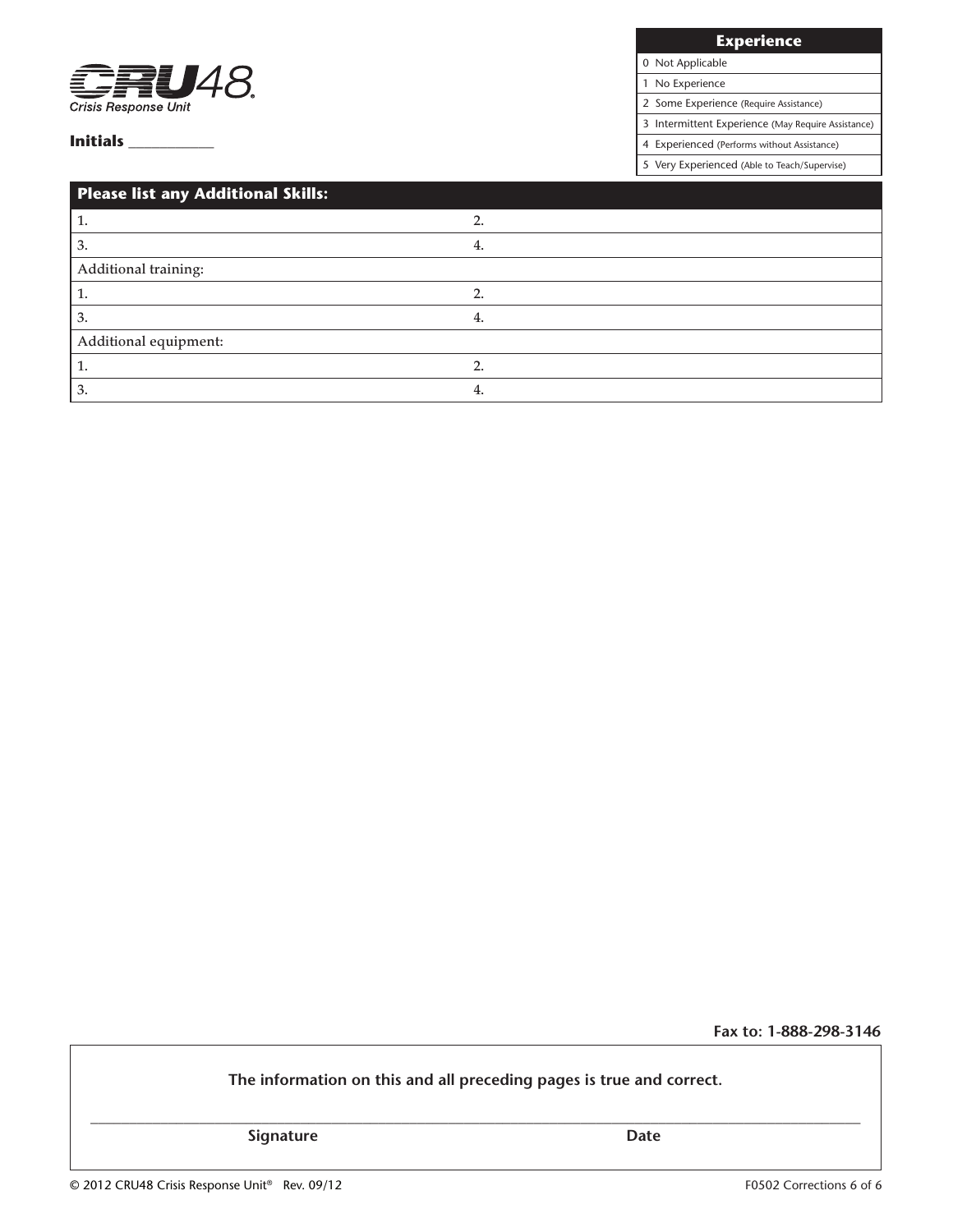**CRU48**
*Crisis Response Unit*

**Initials** ___________

| Experience |
| --- |
| 0 Not Applicable |
| 1 No Experience |
| 2 Some Experience (Require Assistance) |
| 3 Intermittent Experience (May Require Assistance) |
| 4 Experienced (Performs without Assistance) |
| 5 Very Experienced (Able to Teach/Supervise) |

| Please list any Additional Skills: | |
| --- | --- |
| 1. | 2. |
| 3. | 4. |
| Additional training: | |
| 1. | 2. |
| 3. | 4. |
| Additional equipment: | |
| 1. | 2. |
| 3. | 4. |

**Fax to: 1-888-298-3146**

**The information on this and all preceding pages is true and correct.**

______________________________________________

**Signature** **Date**

© 2012 CRU48 Crisis Response Unit® Rev. 09/12

F0502 Corrections